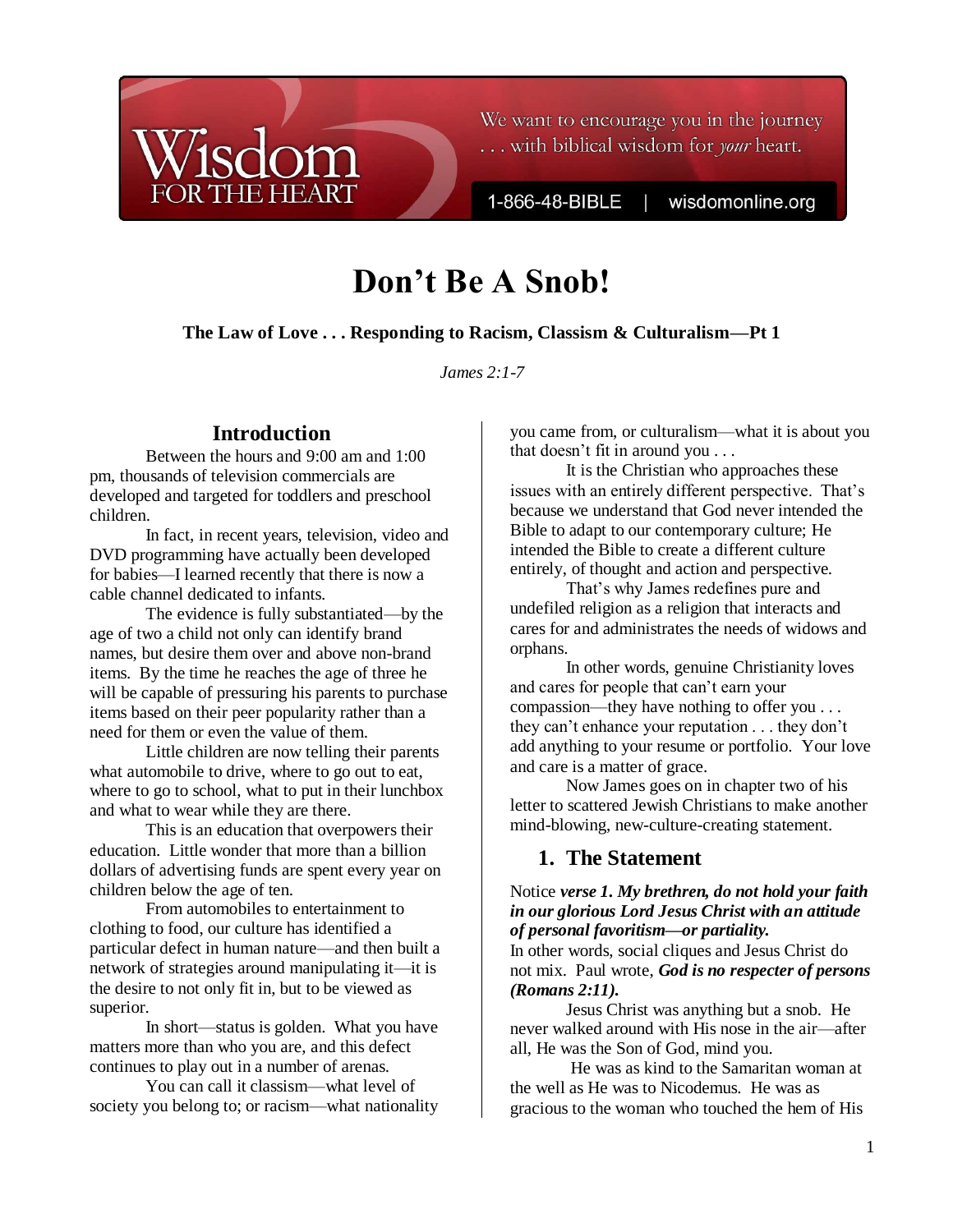# Don't Be A Snob!

**The Law of Love . . . Responding to Racism, Classism & Culturalism—Pt 1**

*James 2:1-7*

## Introduction

Between the hours and 9:00 am and 1:00 pm, thousands of television commercials are developed and targeted for toddlers and preschool children.

In fact, in recent years, television, video and DVD programming have actually been developed for babies—I learned recently that there is now a cable channel dedicated to infants.

The evidence is fully substantiated—by the age of two a child not only can identify brand names, but desire them over and above non-brand items. By the time he reaches the age of three he will be capable of pressuring his parents to purchase items based on their peer popularity rather than a need for them or even the value of them.

Little children are now telling their parents what automobile to drive, where to go out to eat, where to go to school, what to put in their lunchbox and what to wear while they are there.

This is an education that overpowers their education. Little wonder that more than a billion dollars of advertising funds are spent every year on children below the age of ten.

From automobiles to entertainment to clothing to food, our culture has identified a particular defect in human nature—and then built a network of strategies around manipulating it—it is the desire to not only fit in, but to be viewed as superior.

In short—status is golden. What you have matters more than who you are, and this defect continues to play out in a number of arenas.

You can call it classism—what level of society you belong to; or racism—what nationality you came from, or culturalism—what it is about you that doesn't fit in around you . . .

It is the Christian who approaches these issues with an entirely different perspective. That's because we understand that God never intended the Bible to adapt to our contemporary culture; He intended the Bible to create a different culture entirely, of thought and action and perspective.

That's why James redefines pure and undefiled religion as a religion that interacts and cares for and administrates the needs of widows and orphans.

In other words, genuine Christianity loves and cares for people that can't earn your compassion—they have nothing to offer you . . . they can't enhance your reputation . . . they don't add anything to your resume or portfolio. Your love and care is a matter of grace.

Now James goes on in chapter two of his letter to scattered Jewish Christians to make another mind-blowing, new-culture-creating statement.

## 1. The Statement

Notice ***verse 1. My brethren, do not hold your faith in our glorious Lord Jesus Christ with an attitude of personal favoritism—or partiality.***

In other words, social cliques and Jesus Christ do not mix. Paul wrote, ***God is no respecter of persons (Romans 2:11).***

Jesus Christ was anything but a snob. He never walked around with His nose in the air—after all, He was the Son of God, mind you.

He was as kind to the Samaritan woman at the well as He was to Nicodemus. He was as gracious to the woman who touched the hem of His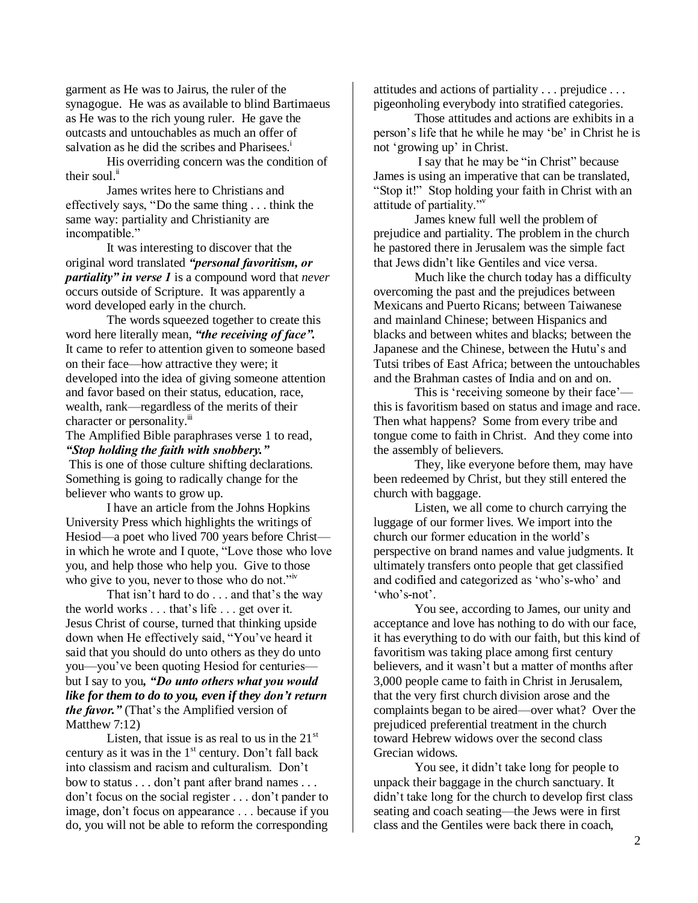garment as He was to Jairus, the ruler of the synagogue. He was as available to blind Bartimaeus as He was to the rich young ruler. He gave the outcasts and untouchables as much an offer of salvation as he did the scribes and Pharisees.[i]

His overriding concern was the condition of their soul.[ii]

James writes here to Christians and effectively says, "Do the same thing . . . think the same way: partiality and Christianity are incompatible."

It was interesting to discover that the original word translated ***"personal favoritism, or partiality" in verse 1*** is a compound word that *never* occurs outside of Scripture. It was apparently a word developed early in the church.

The words squeezed together to create this word here literally mean, ***"the receiving of face".*** It came to refer to attention given to someone based on their face—how attractive they were; it developed into the idea of giving someone attention and favor based on their status, education, race, wealth, rank—regardless of the merits of their character or personality.[iii]

The Amplified Bible paraphrases verse 1 to read, ***"Stop holding the faith with snobbery."***

This is one of those culture shifting declarations. Something is going to radically change for the believer who wants to grow up.

I have an article from the Johns Hopkins University Press which highlights the writings of Hesiod—a poet who lived 700 years before Christ—in which he wrote and I quote, "Love those who love you, and help those who help you. Give to those who give to you, never to those who do not."[iv]

That isn't hard to do . . . and that's the way the world works . . . that's life . . . get over it. Jesus Christ of course, turned that thinking upside down when He effectively said, "You've heard it said that you should do unto others as they do unto you—you've been quoting Hesiod for centuries—but I say to you***, "Do unto others what you would like for them to do to you, even if they don't return the favor."*** (That's the Amplified version of Matthew 7:12)

Listen, that issue is as real to us in the 21st century as it was in the 1st century. Don't fall back into classism and racism and culturalism. Don't bow to status . . . don't pant after brand names . . . don't focus on the social register . . . don't pander to image, don't focus on appearance . . . because if you do, you will not be able to reform the corresponding attitudes and actions of partiality . . . prejudice . . . pigeonholing everybody into stratified categories.

Those attitudes and actions are exhibits in a person's life that he while he may 'be' in Christ he is not 'growing up' in Christ.

I say that he may be "in Christ" because James is using an imperative that can be translated, "Stop it!" Stop holding your faith in Christ with an attitude of partiality."[v]

James knew full well the problem of prejudice and partiality. The problem in the church he pastored there in Jerusalem was the simple fact that Jews didn't like Gentiles and vice versa.

Much like the church today has a difficulty overcoming the past and the prejudices between Mexicans and Puerto Ricans; between Taiwanese and mainland Chinese; between Hispanics and blacks and between whites and blacks; between the Japanese and the Chinese, between the Hutu's and Tutsi tribes of East Africa; between the untouchables and the Brahman castes of India and on and on.

This is 'receiving someone by their face'—this is favoritism based on status and image and race. Then what happens? Some from every tribe and tongue come to faith in Christ. And they come into the assembly of believers.

They, like everyone before them, may have been redeemed by Christ, but they still entered the church with baggage.

Listen, we all come to church carrying the luggage of our former lives. We import into the church our former education in the world's perspective on brand names and value judgments. It ultimately transfers onto people that get classified and codified and categorized as 'who's-who' and 'who's-not'.

You see, according to James, our unity and acceptance and love has nothing to do with our face, it has everything to do with our faith, but this kind of favoritism was taking place among first century believers, and it wasn't but a matter of months after 3,000 people came to faith in Christ in Jerusalem, that the very first church division arose and the complaints began to be aired—over what? Over the prejudiced preferential treatment in the church toward Hebrew widows over the second class Grecian widows.

You see, it didn't take long for people to unpack their baggage in the church sanctuary. It didn't take long for the church to develop first class seating and coach seating—the Jews were in first class and the Gentiles were back there in coach,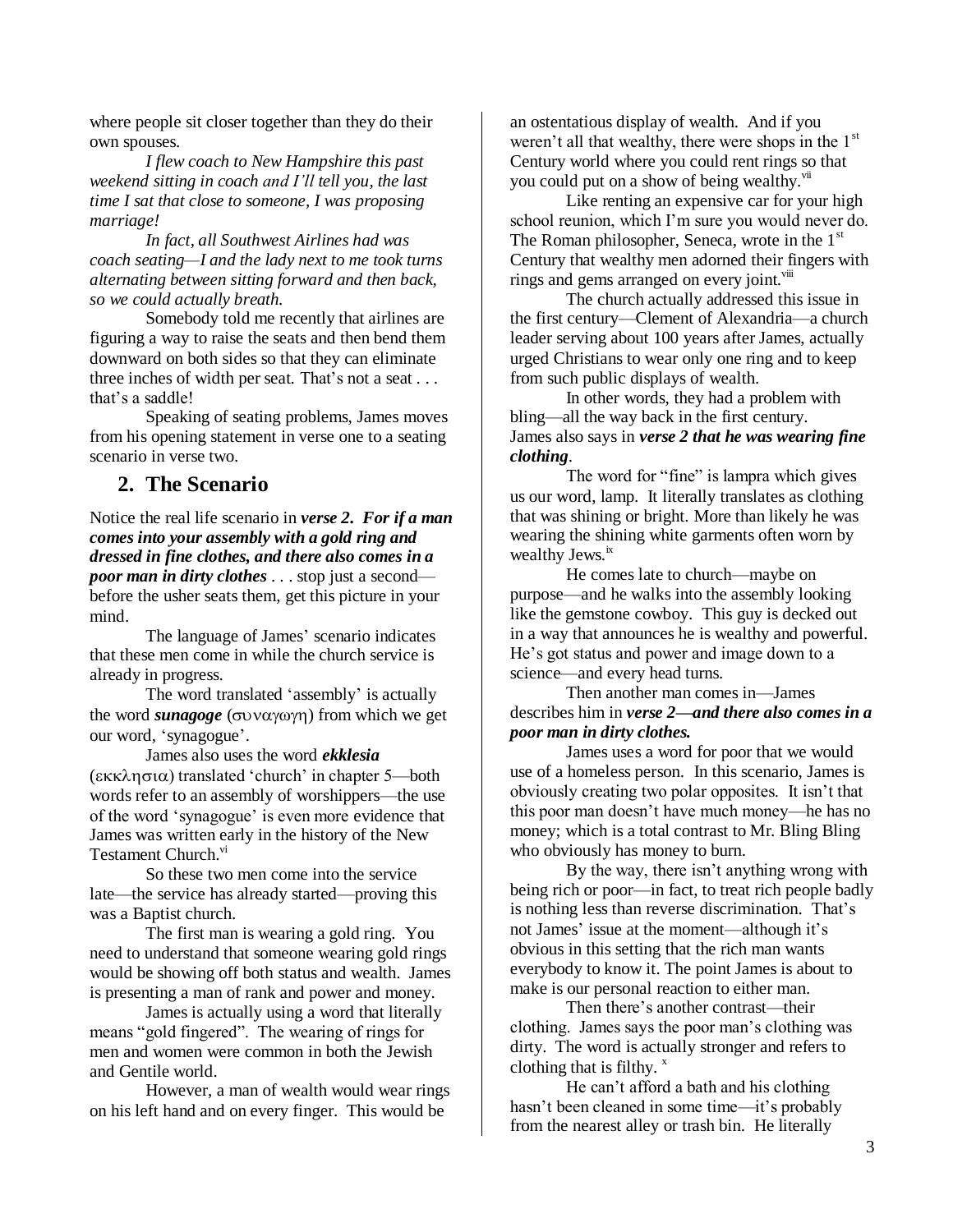where people sit closer together than they do their own spouses.

*I flew coach to New Hampshire this past weekend sitting in coach and I'll tell you, the last time I sat that close to someone, I was proposing marriage!*

*In fact, all Southwest Airlines had was coach seating—I and the lady next to me took turns alternating between sitting forward and then back, so we could actually breath.*

Somebody told me recently that airlines are figuring a way to raise the seats and then bend them downward on both sides so that they can eliminate three inches of width per seat. That's not a seat . . . that's a saddle!

Speaking of seating problems, James moves from his opening statement in verse one to a seating scenario in verse two.

## 2. The Scenario

Notice the real life scenario in ***verse 2. For if a man comes into your assembly with a gold ring and dressed in fine clothes, and there also comes in a poor man in dirty clothes*** . . . stop just a second—before the usher seats them, get this picture in your mind.

The language of James' scenario indicates that these men come in while the church service is already in progress.

The word translated 'assembly' is actually the word ***sunagoge*** (συναγωγη) from which we get our word, 'synagogue'.

James also uses the word ***ekklesia*** (εκκλησια) translated 'church' in chapter 5—both words refer to an assembly of worshippers—the use of the word 'synagogue' is even more evidence that James was written early in the history of the New Testament Church.[vi]

So these two men come into the service late—the service has already started—proving this was a Baptist church.

The first man is wearing a gold ring. You need to understand that someone wearing gold rings would be showing off both status and wealth. James is presenting a man of rank and power and money.

James is actually using a word that literally means "gold fingered". The wearing of rings for men and women were common in both the Jewish and Gentile world.

However, a man of wealth would wear rings on his left hand and on every finger. This would be an ostentatious display of wealth. And if you weren't all that wealthy, there were shops in the 1st Century world where you could rent rings so that you could put on a show of being wealthy.[vii]

Like renting an expensive car for your high school reunion, which I'm sure you would never do. The Roman philosopher, Seneca, wrote in the 1st Century that wealthy men adorned their fingers with rings and gems arranged on every joint.[viii]

The church actually addressed this issue in the first century—Clement of Alexandria—a church leader serving about 100 years after James, actually urged Christians to wear only one ring and to keep from such public displays of wealth.

In other words, they had a problem with bling—all the way back in the first century. James also says in ***verse 2 that he was wearing fine clothing***.

The word for "fine" is lampra which gives us our word, lamp. It literally translates as clothing that was shining or bright. More than likely he was wearing the shining white garments often worn by wealthy Jews.[ix]

He comes late to church—maybe on purpose—and he walks into the assembly looking like the gemstone cowboy. This guy is decked out in a way that announces he is wealthy and powerful. He's got status and power and image down to a science—and every head turns.

Then another man comes in—James describes him in ***verse 2—and there also comes in a poor man in dirty clothes.***

James uses a word for poor that we would use of a homeless person. In this scenario, James is obviously creating two polar opposites. It isn't that this poor man doesn't have much money—he has no money; which is a total contrast to Mr. Bling Bling who obviously has money to burn.

By the way, there isn't anything wrong with being rich or poor—in fact, to treat rich people badly is nothing less than reverse discrimination. That's not James' issue at the moment—although it's obvious in this setting that the rich man wants everybody to know it. The point James is about to make is our personal reaction to either man.

Then there's another contrast—their clothing. James says the poor man's clothing was dirty. The word is actually stronger and refers to clothing that is filthy. [x]

He can't afford a bath and his clothing hasn't been cleaned in some time—it's probably from the nearest alley or trash bin. He literally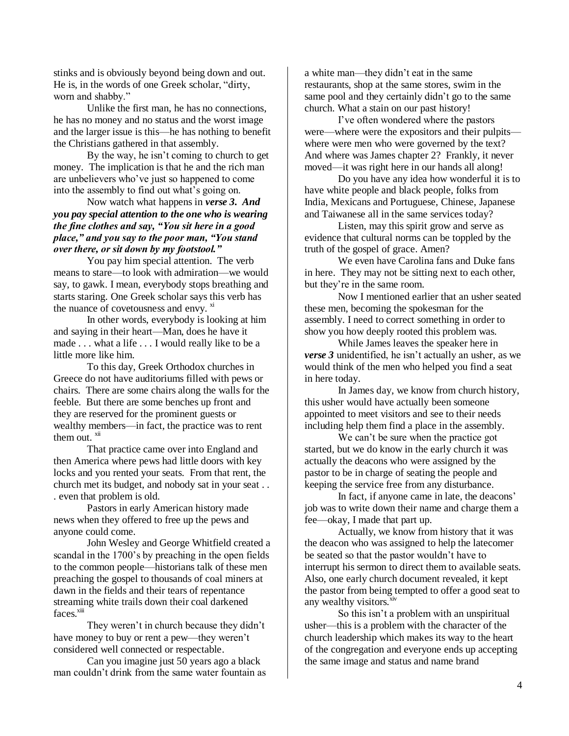stinks and is obviously beyond being down and out. He is, in the words of one Greek scholar, "dirty, worn and shabby."

Unlike the first man, he has no connections, he has no money and no status and the worst image and the larger issue is this—he has nothing to benefit the Christians gathered in that assembly.

By the way, he isn't coming to church to get money. The implication is that he and the rich man are unbelievers who've just so happened to come into the assembly to find out what's going on.

Now watch what happens in ***verse 3. And you pay special attention to the one who is wearing the fine clothes and say, "You sit here in a good place," and you say to the poor man, "You stand over there, or sit down by my footstool."***

You pay him special attention. The verb means to stare—to look with admiration—we would say, to gawk. I mean, everybody stops breathing and starts staring. One Greek scholar says this verb has the nuance of covetousness and envy. [xi]

In other words, everybody is looking at him and saying in their heart—Man, does he have it made . . . what a life . . . I would really like to be a little more like him.

To this day, Greek Orthodox churches in Greece do not have auditoriums filled with pews or chairs. There are some chairs along the walls for the feeble. But there are some benches up front and they are reserved for the prominent guests or wealthy members—in fact, the practice was to rent them out. [xii]

That practice came over into England and then America where pews had little doors with key locks and you rented your seats. From that rent, the church met its budget, and nobody sat in your seat . . . even that problem is old.

Pastors in early American history made news when they offered to free up the pews and anyone could come.

John Wesley and George Whitfield created a scandal in the 1700's by preaching in the open fields to the common people—historians talk of these men preaching the gospel to thousands of coal miners at dawn in the fields and their tears of repentance streaming white trails down their coal darkened faces.[xiii]

They weren't in church because they didn't have money to buy or rent a pew—they weren't considered well connected or respectable.

Can you imagine just 50 years ago a black man couldn't drink from the same water fountain as a white man—they didn't eat in the same restaurants, shop at the same stores, swim in the same pool and they certainly didn't go to the same church. What a stain on our past history!

I've often wondered where the pastors were—where were the expositors and their pulpits—where were men who were governed by the text? And where was James chapter 2? Frankly, it never moved—it was right here in our hands all along!

Do you have any idea how wonderful it is to have white people and black people, folks from India, Mexicans and Portuguese, Chinese, Japanese and Taiwanese all in the same services today?

Listen, may this spirit grow and serve as evidence that cultural norms can be toppled by the truth of the gospel of grace. Amen?

We even have Carolina fans and Duke fans in here. They may not be sitting next to each other, but they're in the same room.

Now I mentioned earlier that an usher seated these men, becoming the spokesman for the assembly. I need to correct something in order to show you how deeply rooted this problem was.

While James leaves the speaker here in ***verse 3*** unidentified, he isn't actually an usher, as we would think of the men who helped you find a seat in here today.

In James day, we know from church history, this usher would have actually been someone appointed to meet visitors and see to their needs including help them find a place in the assembly.

We can't be sure when the practice got started, but we do know in the early church it was actually the deacons who were assigned by the pastor to be in charge of seating the people and keeping the service free from any disturbance.

In fact, if anyone came in late, the deacons' job was to write down their name and charge them a fee—okay, I made that part up.

Actually, we know from history that it was the deacon who was assigned to help the latecomer be seated so that the pastor wouldn't have to interrupt his sermon to direct them to available seats. Also, one early church document revealed, it kept the pastor from being tempted to offer a good seat to any wealthy visitors.[xiv]

So this isn't a problem with an unspiritual usher—this is a problem with the character of the church leadership which makes its way to the heart of the congregation and everyone ends up accepting the same image and status and name brand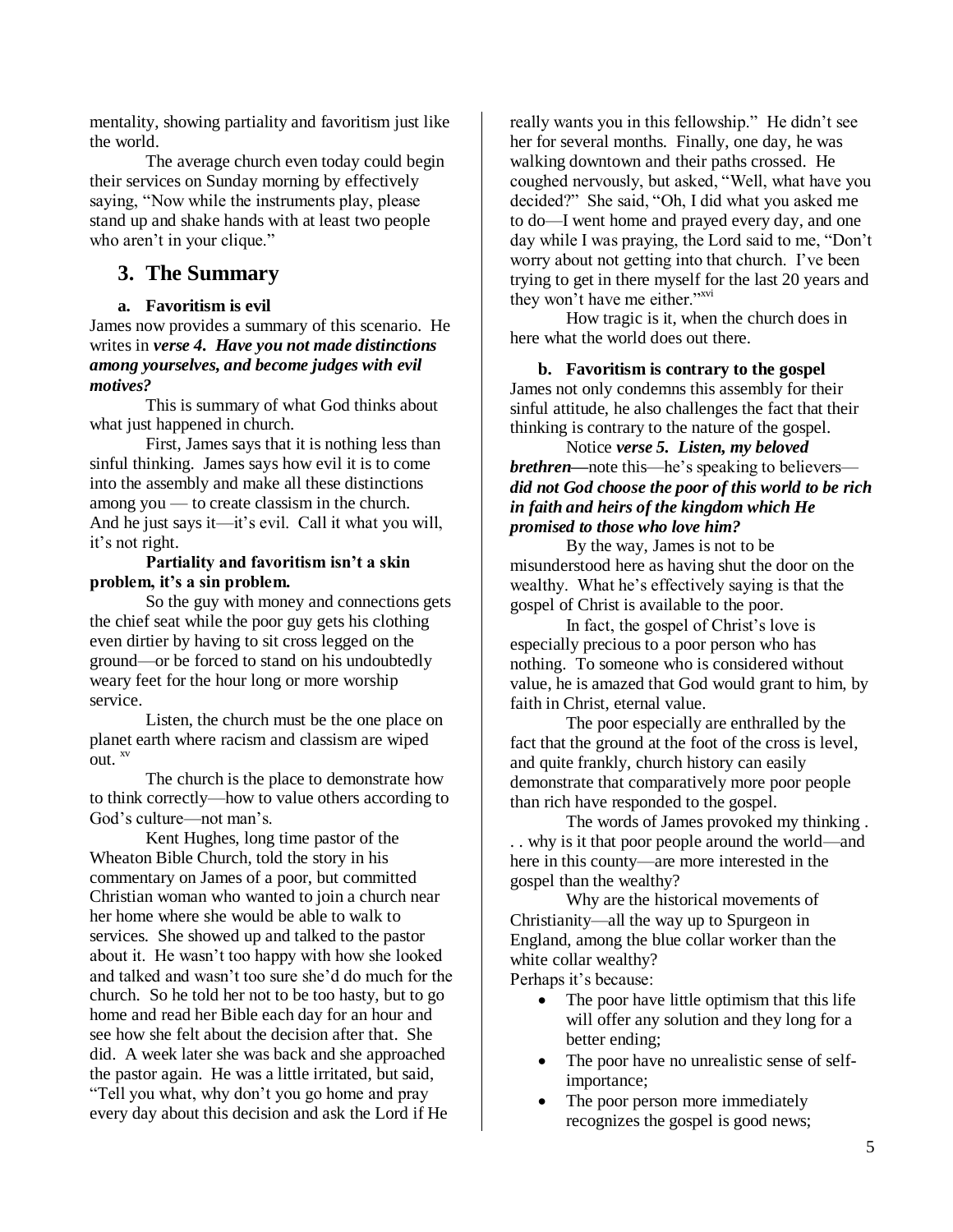mentality, showing partiality and favoritism just like the world.

The average church even today could begin their services on Sunday morning by effectively saying, "Now while the instruments play, please stand up and shake hands with at least two people who aren't in your clique."

## 3. The Summary

### a. Favoritism is evil

James now provides a summary of this scenario. He writes in ***verse 4. Have you not made distinctions among yourselves, and become judges with evil motives?***

This is summary of what God thinks about what just happened in church.

First, James says that it is nothing less than sinful thinking. James says how evil it is to come into the assembly and make all these distinctions among you — to create classism in the church. And he just says it—it's evil. Call it what you will, it's not right.

**Partiality and favoritism isn't a skin problem, it's a sin problem.**

So the guy with money and connections gets the chief seat while the poor guy gets his clothing even dirtier by having to sit cross legged on the ground—or be forced to stand on his undoubtedly weary feet for the hour long or more worship service.

Listen, the church must be the one place on planet earth where racism and classism are wiped out. [xv]

The church is the place to demonstrate how to think correctly—how to value others according to God's culture—not man's.

Kent Hughes, long time pastor of the Wheaton Bible Church, told the story in his commentary on James of a poor, but committed Christian woman who wanted to join a church near her home where she would be able to walk to services. She showed up and talked to the pastor about it. He wasn't too happy with how she looked and talked and wasn't too sure she'd do much for the church. So he told her not to be too hasty, but to go home and read her Bible each day for an hour and see how she felt about the decision after that. She did. A week later she was back and she approached the pastor again. He was a little irritated, but said, "Tell you what, why don't you go home and pray every day about this decision and ask the Lord if He really wants you in this fellowship." He didn't see her for several months. Finally, one day, he was walking downtown and their paths crossed. He coughed nervously, but asked, "Well, what have you decided?" She said, "Oh, I did what you asked me to do—I went home and prayed every day, and one day while I was praying, the Lord said to me, "Don't worry about not getting into that church. I've been trying to get in there myself for the last 20 years and they won't have me either."[xvi]

How tragic is it, when the church does in here what the world does out there.

### b. Favoritism is contrary to the gospel

James not only condemns this assembly for their sinful attitude, he also challenges the fact that their thinking is contrary to the nature of the gospel.

Notice ***verse 5. Listen, my beloved brethren***—note this—he's speaking to believers—***did not God choose the poor of this world to be rich in faith and heirs of the kingdom which He promised to those who love him?***

By the way, James is not to be misunderstood here as having shut the door on the wealthy. What he's effectively saying is that the gospel of Christ is available to the poor.

In fact, the gospel of Christ's love is especially precious to a poor person who has nothing. To someone who is considered without value, he is amazed that God would grant to him, by faith in Christ, eternal value.

The poor especially are enthralled by the fact that the ground at the foot of the cross is level, and quite frankly, church history can easily demonstrate that comparatively more poor people than rich have responded to the gospel.

The words of James provoked my thinking . . . why is it that poor people around the world—and here in this county—are more interested in the gospel than the wealthy?

Why are the historical movements of Christianity—all the way up to Spurgeon in England, among the blue collar worker than the white collar wealthy?

Perhaps it's because:

- The poor have little optimism that this life will offer any solution and they long for a better ending;
- The poor have no unrealistic sense of self-importance;
- The poor person more immediately recognizes the gospel is good news;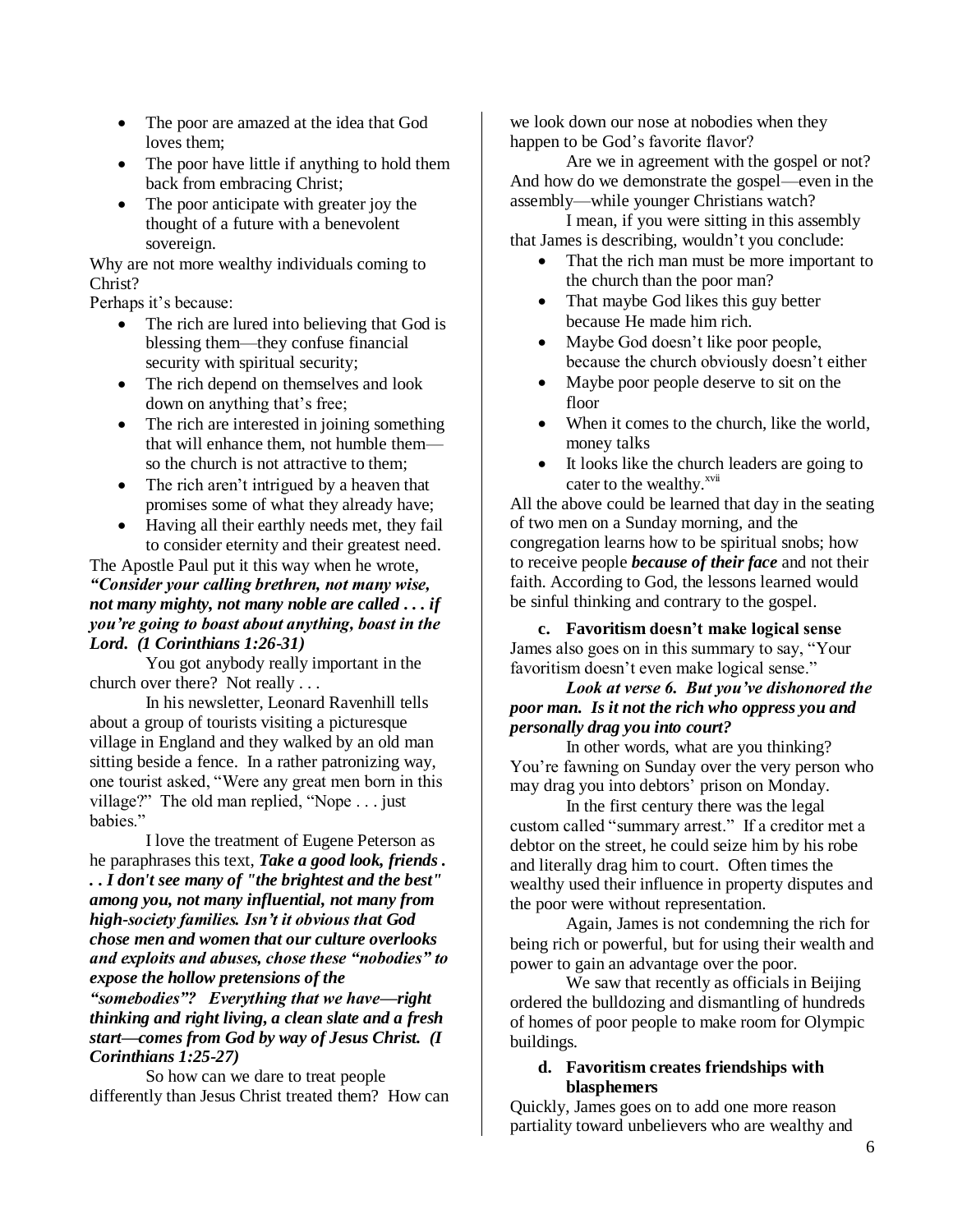- The poor are amazed at the idea that God loves them;
- The poor have little if anything to hold them back from embracing Christ;
- The poor anticipate with greater joy the thought of a future with a benevolent sovereign.

Why are not more wealthy individuals coming to Christ?

Perhaps it's because:

- The rich are lured into believing that God is blessing them—they confuse financial security with spiritual security;
- The rich depend on themselves and look down on anything that's free;
- The rich are interested in joining something that will enhance them, not humble them—so the church is not attractive to them;
- The rich aren't intrigued by a heaven that promises some of what they already have;
- Having all their earthly needs met, they fail to consider eternity and their greatest need.

The Apostle Paul put it this way when he wrote, ***"Consider your calling brethren, not many wise, not many mighty, not many noble are called . . . if you're going to boast about anything, boast in the Lord. (1 Corinthians 1:26-31)***

You got anybody really important in the church over there? Not really . . .

In his newsletter, Leonard Ravenhill tells about a group of tourists visiting a picturesque village in England and they walked by an old man sitting beside a fence. In a rather patronizing way, one tourist asked, "Were any great men born in this village?" The old man replied, "Nope . . . just babies."

I love the treatment of Eugene Peterson as he paraphrases this text, ***Take a good look, friends . . . I don't see many of "the brightest and the best" among you, not many influential, not many from high-society families. Isn't it obvious that God chose men and women that our culture overlooks and exploits and abuses, chose these "nobodies" to expose the hollow pretensions of the "somebodies"? Everything that we have—right thinking and right living, a clean slate and a fresh start—comes from God by way of Jesus Christ. (I Corinthians 1:25-27)***

So how can we dare to treat people differently than Jesus Christ treated them? How can we look down our nose at nobodies when they happen to be God's favorite flavor?

Are we in agreement with the gospel or not? And how do we demonstrate the gospel—even in the assembly—while younger Christians watch?

I mean, if you were sitting in this assembly that James is describing, wouldn't you conclude:

- That the rich man must be more important to the church than the poor man?
- That maybe God likes this guy better because He made him rich.
- Maybe God doesn't like poor people, because the church obviously doesn't either
- Maybe poor people deserve to sit on the floor
- When it comes to the church, like the world, money talks
- It looks like the church leaders are going to cater to the wealthy.[xvii]

All the above could be learned that day in the seating of two men on a Sunday morning, and the congregation learns how to be spiritual snobs; how to receive people ***because of their face*** and not their faith. According to God, the lessons learned would be sinful thinking and contrary to the gospel.

**c. Favoritism doesn't make logical sense**

James also goes on in this summary to say, "Your favoritism doesn't even make logical sense."

***Look at verse 6. But you've dishonored the poor man. Is it not the rich who oppress you and personally drag you into court?***

In other words, what are you thinking? You're fawning on Sunday over the very person who may drag you into debtors' prison on Monday.

In the first century there was the legal custom called "summary arrest." If a creditor met a debtor on the street, he could seize him by his robe and literally drag him to court. Often times the wealthy used their influence in property disputes and the poor were without representation.

Again, James is not condemning the rich for being rich or powerful, but for using their wealth and power to gain an advantage over the poor.

We saw that recently as officials in Beijing ordered the bulldozing and dismantling of hundreds of homes of poor people to make room for Olympic buildings.

**d. Favoritism creates friendships with blasphemers**

Quickly, James goes on to add one more reason partiality toward unbelievers who are wealthy and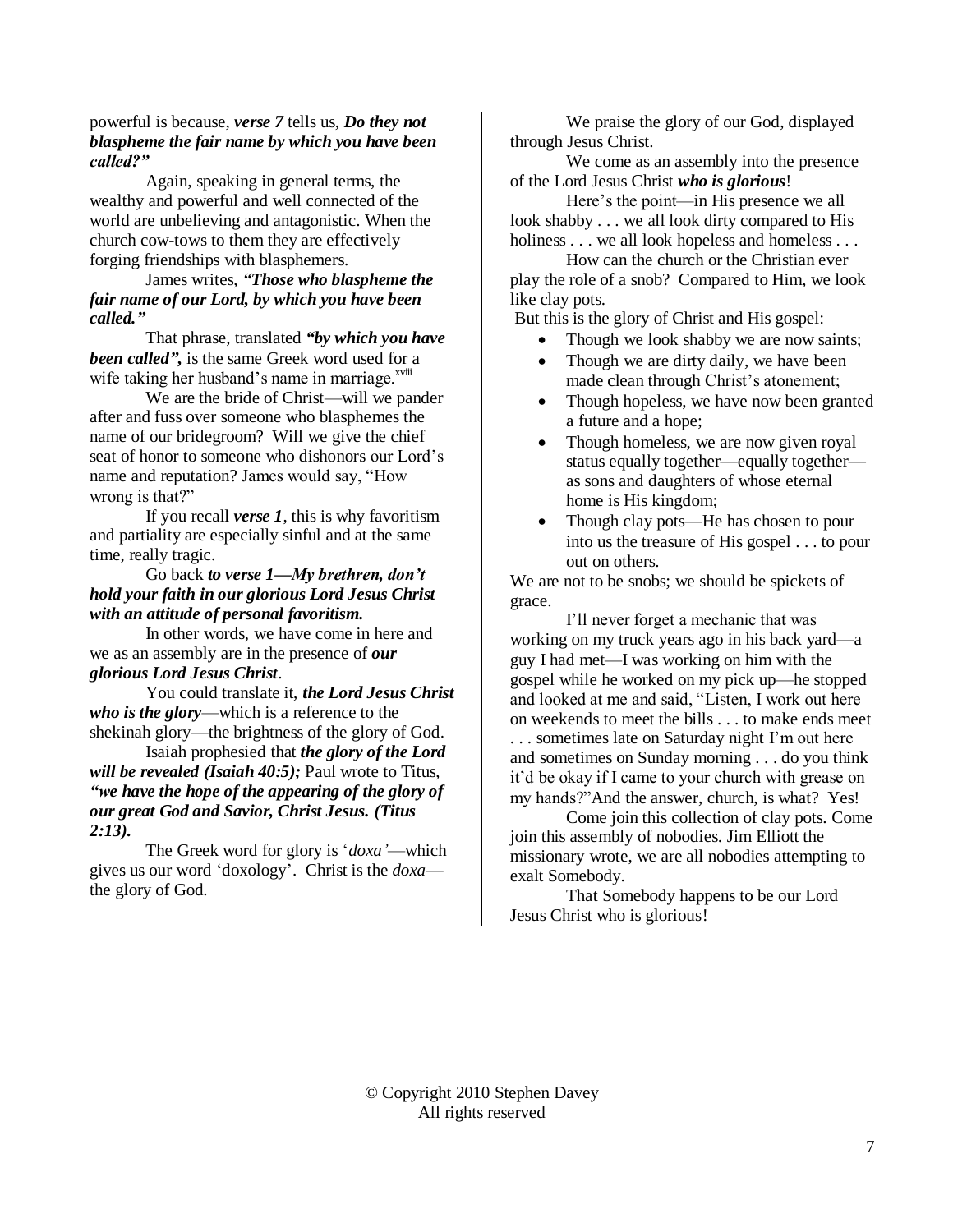powerful is because, ***verse 7*** tells us, ***Do they not blaspheme the fair name by which you have been called?"***

Again, speaking in general terms, the wealthy and powerful and well connected of the world are unbelieving and antagonistic. When the church cow-tows to them they are effectively forging friendships with blasphemers.

James writes, ***"Those who blaspheme the fair name of our Lord, by which you have been called."***

That phrase, translated ***"by which you have been called",*** is the same Greek word used for a wife taking her husband's name in marriage.[xviii]

We are the bride of Christ—will we pander after and fuss over someone who blasphemes the name of our bridegroom? Will we give the chief seat of honor to someone who dishonors our Lord's name and reputation? James would say, "How wrong is that?"

If you recall ***verse 1***, this is why favoritism and partiality are especially sinful and at the same time, really tragic.

Go back ***to verse 1—My brethren, don't hold your faith in our glorious Lord Jesus Christ with an attitude of personal favoritism.***

In other words, we have come in here and we as an assembly are in the presence of ***our glorious Lord Jesus Christ***.

You could translate it, ***the Lord Jesus Christ who is the glory***—which is a reference to the shekinah glory—the brightness of the glory of God.

Isaiah prophesied that ***the glory of the Lord will be revealed (Isaiah 40:5);*** Paul wrote to Titus, ***"we have the hope of the appearing of the glory of our great God and Savior, Christ Jesus. (Titus 2:13).***

The Greek word for glory is '*doxa'*—which gives us our word 'doxology'. Christ is the *doxa*—the glory of God.

We praise the glory of our God, displayed through Jesus Christ.

We come as an assembly into the presence of the Lord Jesus Christ ***who is glorious***!

Here's the point—in His presence we all look shabby . . . we all look dirty compared to His holiness . . . we all look hopeless and homeless . . .

How can the church or the Christian ever play the role of a snob? Compared to Him, we look like clay pots.

But this is the glory of Christ and His gospel:

- Though we look shabby we are now saints;
- Though we are dirty daily, we have been made clean through Christ's atonement;
- Though hopeless, we have now been granted a future and a hope;
- Though homeless, we are now given royal status equally together—equally together—as sons and daughters of whose eternal home is His kingdom;
- Though clay pots—He has chosen to pour into us the treasure of His gospel . . . to pour out on others.

We are not to be snobs; we should be spickets of grace.

I'll never forget a mechanic that was working on my truck years ago in his back yard—a guy I had met—I was working on him with the gospel while he worked on my pick up—he stopped and looked at me and said, "Listen, I work out here on weekends to meet the bills . . . to make ends meet . . . sometimes late on Saturday night I'm out here and sometimes on Sunday morning . . . do you think it'd be okay if I came to your church with grease on my hands?"And the answer, church, is what? Yes!

Come join this collection of clay pots. Come join this assembly of nobodies. Jim Elliott the missionary wrote, we are all nobodies attempting to exalt Somebody.

That Somebody happens to be our Lord Jesus Christ who is glorious!

© Copyright 2010 Stephen Davey
All rights reserved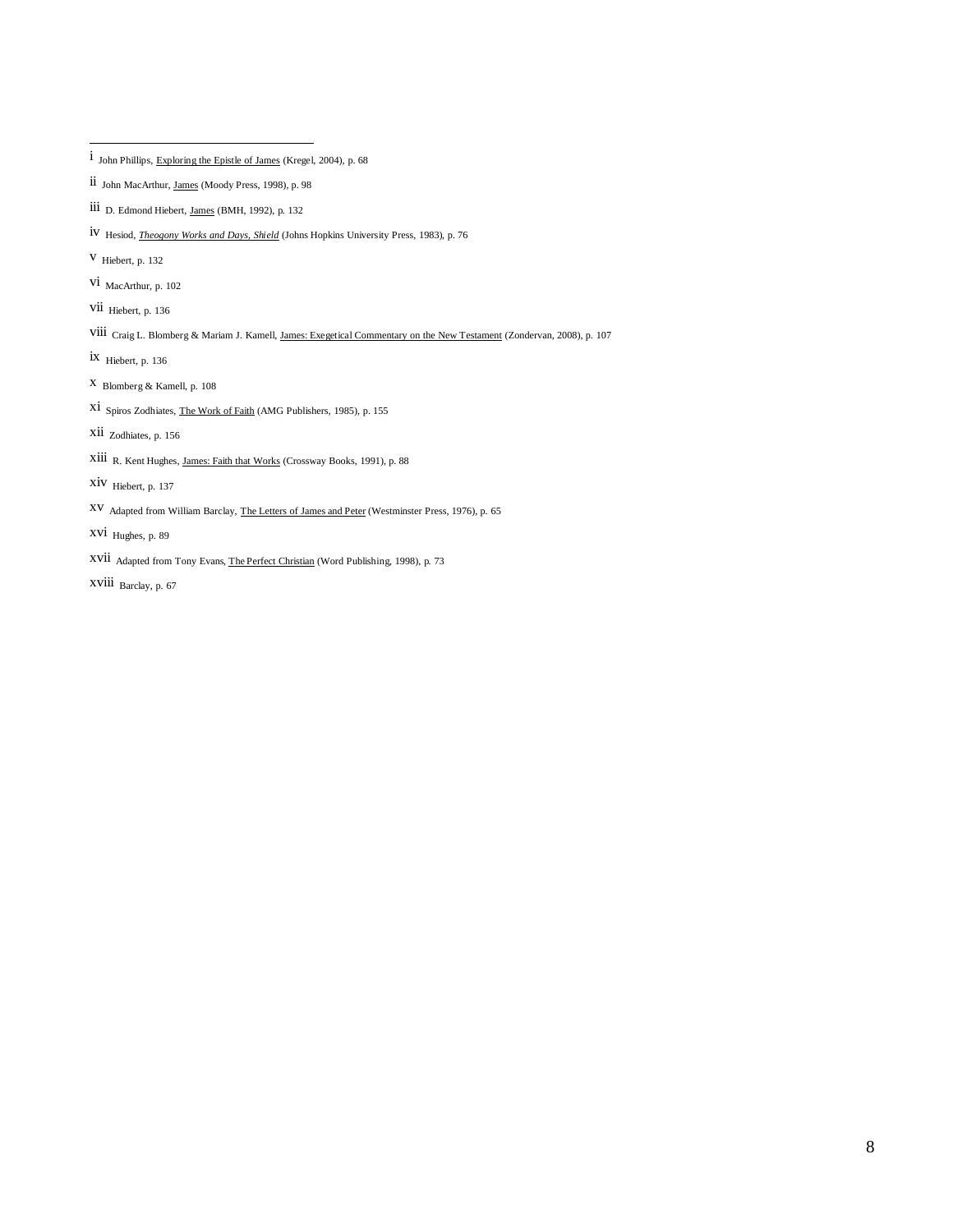---

[i] John Phillips, Exploring the Epistle of James (Kregel, 2004), p. 68

[ii] John MacArthur, James (Moody Press, 1998), p. 98

[iii] D. Edmond Hiebert, James (BMH, 1992), p. 132

[iv] Hesiod, *Theogony Works and Days, Shield* (Johns Hopkins University Press, 1983), p. 76

[v] Hiebert, p. 132

[vi] MacArthur, p. 102

[vii] Hiebert, p. 136

[viii] Craig L. Blomberg & Mariam J. Kamell, James: Exegetical Commentary on the New Testament (Zondervan, 2008), p. 107

[ix] Hiebert, p. 136

[x] Blomberg & Kamell, p. 108

[xi] Spiros Zodhiates, The Work of Faith (AMG Publishers, 1985), p. 155

[xii] Zodhiates, p. 156

[xiii] R. Kent Hughes, James: Faith that Works (Crossway Books, 1991), p. 88

[xiv] Hiebert, p. 137

[xv] Adapted from William Barclay, The Letters of James and Peter (Westminster Press, 1976), p. 65

[xvi] Hughes, p. 89

[xvii] Adapted from Tony Evans, The Perfect Christian (Word Publishing, 1998), p. 73

[xviii] Barclay, p. 67